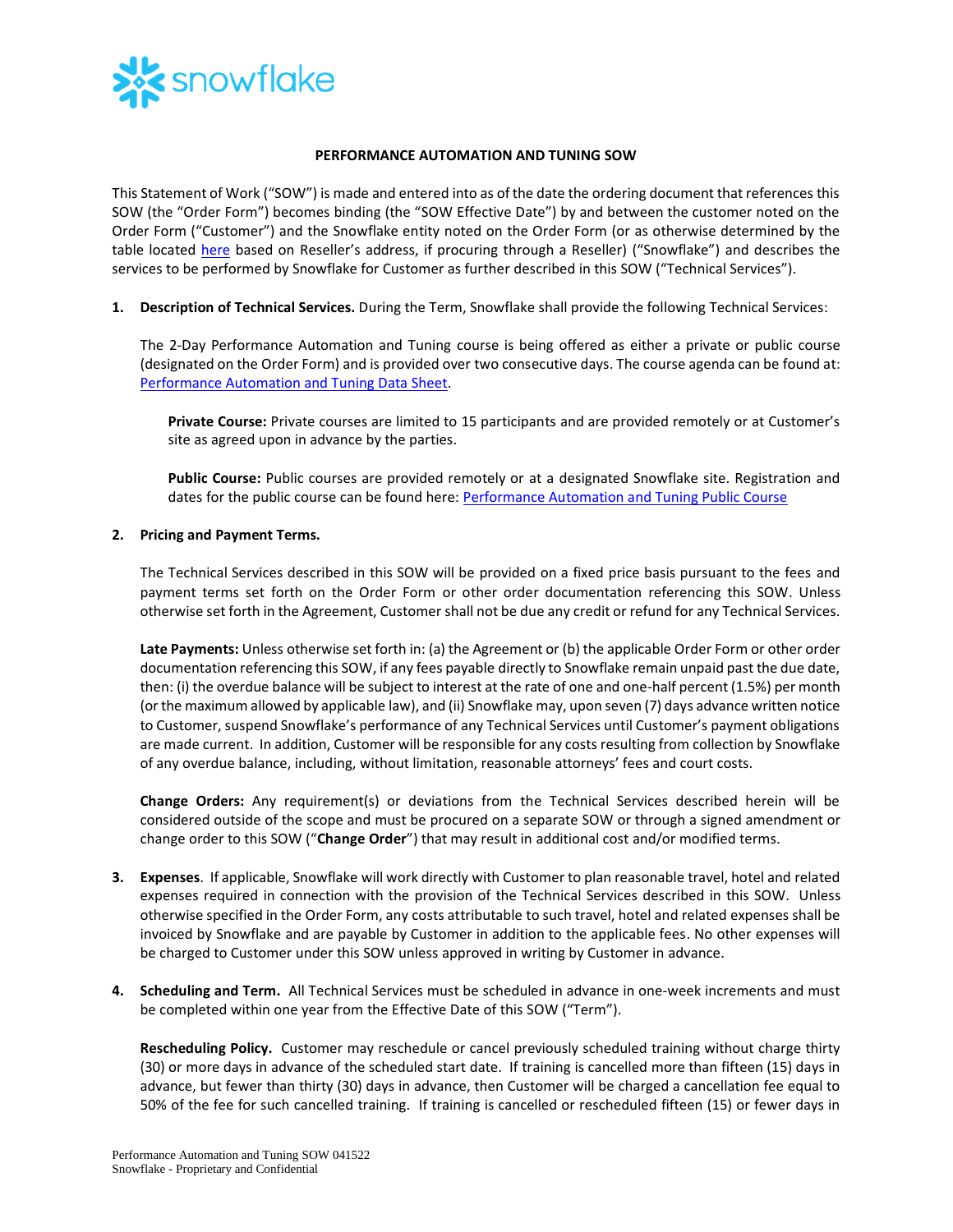# PERFORMANCE AUTOMATION AND TUNING SOW

This Statement of Work ("SOW") is made and entered into as of the date the ordering document that references this SOW (the "Order Form") becomes binding (the "SOW Effective Date") by and between the customer noted on the Order Form ("Customer") and the Snowflake entity noted on the Order Form (or as otherwise determined by the table located here based on Reseller's address, if procuring through a Reseller) ("Snowflake") and describes the services to be performed by Snowflake for Customer as further described in this SOW ("Technical Services").

**1. Description of Technical Services.** During the Term, Snowflake shall provide the following Technical Services:

The 2-Day Performance Automation and Tuning course is being offered as either a private or public course (designated on the Order Form) and is provided over two consecutive days. The course agenda can be found at: Performance Automation and Tuning Data Sheet.

> **Private Course:** Private courses are limited to 15 participants and are provided remotely or at Customer's site as agreed upon in advance by the parties.
>
> **Public Course:** Public courses are provided remotely or at a designated Snowflake site. Registration and dates for the public course can be found here: Performance Automation and Tuning Public Course

**2. Pricing and Payment Terms.**

The Technical Services described in this SOW will be provided on a fixed price basis pursuant to the fees and payment terms set forth on the Order Form or other order documentation referencing this SOW. Unless otherwise set forth in the Agreement, Customer shall not be due any credit or refund for any Technical Services.

**Late Payments:** Unless otherwise set forth in: (a) the Agreement or (b) the applicable Order Form or other order documentation referencing this SOW, if any fees payable directly to Snowflake remain unpaid past the due date, then: (i) the overdue balance will be subject to interest at the rate of one and one-half percent (1.5%) per month (or the maximum allowed by applicable law), and (ii) Snowflake may, upon seven (7) days advance written notice to Customer, suspend Snowflake's performance of any Technical Services until Customer's payment obligations are made current. In addition, Customer will be responsible for any costs resulting from collection by Snowflake of any overdue balance, including, without limitation, reasonable attorneys' fees and court costs.

**Change Orders:** Any requirement(s) or deviations from the Technical Services described herein will be considered outside of the scope and must be procured on a separate SOW or through a signed amendment or change order to this SOW ("**Change Order**") that may result in additional cost and/or modified terms.

**3. Expenses**. If applicable, Snowflake will work directly with Customer to plan reasonable travel, hotel and related expenses required in connection with the provision of the Technical Services described in this SOW. Unless otherwise specified in the Order Form, any costs attributable to such travel, hotel and related expenses shall be invoiced by Snowflake and are payable by Customer in addition to the applicable fees. No other expenses will be charged to Customer under this SOW unless approved in writing by Customer in advance.

**4. Scheduling and Term.** All Technical Services must be scheduled in advance in one-week increments and must be completed within one year from the Effective Date of this SOW ("Term").

**Rescheduling Policy.** Customer may reschedule or cancel previously scheduled training without charge thirty (30) or more days in advance of the scheduled start date. If training is cancelled more than fifteen (15) days in advance, but fewer than thirty (30) days in advance, then Customer will be charged a cancellation fee equal to 50% of the fee for such cancelled training. If training is cancelled or rescheduled fifteen (15) or fewer days in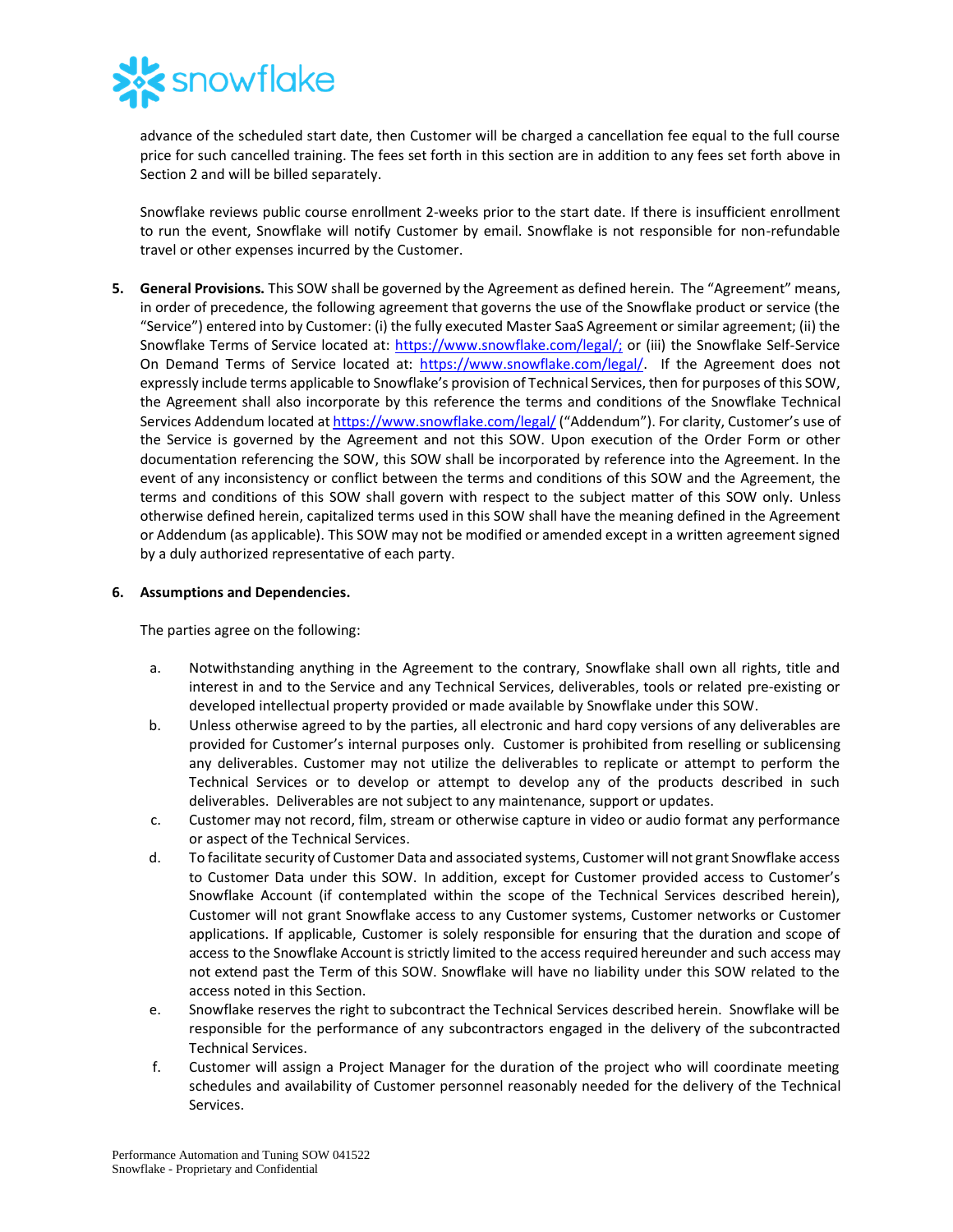advance of the scheduled start date, then Customer will be charged a cancellation fee equal to the full course price for such cancelled training. The fees set forth in this section are in addition to any fees set forth above in Section 2 and will be billed separately.

Snowflake reviews public course enrollment 2-weeks prior to the start date. If there is insufficient enrollment to run the event, Snowflake will notify Customer by email. Snowflake is not responsible for non-refundable travel or other expenses incurred by the Customer.

5. **General Provisions.** This SOW shall be governed by the Agreement as defined herein. The "Agreement" means, in order of precedence, the following agreement that governs the use of the Snowflake product or service (the "Service") entered into by Customer: (i) the fully executed Master SaaS Agreement or similar agreement; (ii) the Snowflake Terms of Service located at: https://www.snowflake.com/legal/; or (iii) the Snowflake Self-Service On Demand Terms of Service located at: https://www.snowflake.com/legal/. If the Agreement does not expressly include terms applicable to Snowflake's provision of Technical Services, then for purposes of this SOW, the Agreement shall also incorporate by this reference the terms and conditions of the Snowflake Technical Services Addendum located at https://www.snowflake.com/legal/ ("Addendum"). For clarity, Customer's use of the Service is governed by the Agreement and not this SOW. Upon execution of the Order Form or other documentation referencing the SOW, this SOW shall be incorporated by reference into the Agreement. In the event of any inconsistency or conflict between the terms and conditions of this SOW and the Agreement, the terms and conditions of this SOW shall govern with respect to the subject matter of this SOW only. Unless otherwise defined herein, capitalized terms used in this SOW shall have the meaning defined in the Agreement or Addendum (as applicable). This SOW may not be modified or amended except in a written agreement signed by a duly authorized representative of each party.

6. **Assumptions and Dependencies.**

   The parties agree on the following:

   a. Notwithstanding anything in the Agreement to the contrary, Snowflake shall own all rights, title and interest in and to the Service and any Technical Services, deliverables, tools or related pre-existing or developed intellectual property provided or made available by Snowflake under this SOW.
   b. Unless otherwise agreed to by the parties, all electronic and hard copy versions of any deliverables are provided for Customer's internal purposes only. Customer is prohibited from reselling or sublicensing any deliverables. Customer may not utilize the deliverables to replicate or attempt to perform the Technical Services or to develop or attempt to develop any of the products described in such deliverables. Deliverables are not subject to any maintenance, support or updates.
   c. Customer may not record, film, stream or otherwise capture in video or audio format any performance or aspect of the Technical Services.
   d. To facilitate security of Customer Data and associated systems, Customer will not grant Snowflake access to Customer Data under this SOW. In addition, except for Customer provided access to Customer's Snowflake Account (if contemplated within the scope of the Technical Services described herein), Customer will not grant Snowflake access to any Customer systems, Customer networks or Customer applications. If applicable, Customer is solely responsible for ensuring that the duration and scope of access to the Snowflake Account is strictly limited to the access required hereunder and such access may not extend past the Term of this SOW. Snowflake will have no liability under this SOW related to the access noted in this Section.
   e. Snowflake reserves the right to subcontract the Technical Services described herein. Snowflake will be responsible for the performance of any subcontractors engaged in the delivery of the subcontracted Technical Services.
   f. Customer will assign a Project Manager for the duration of the project who will coordinate meeting schedules and availability of Customer personnel reasonably needed for the delivery of the Technical Services.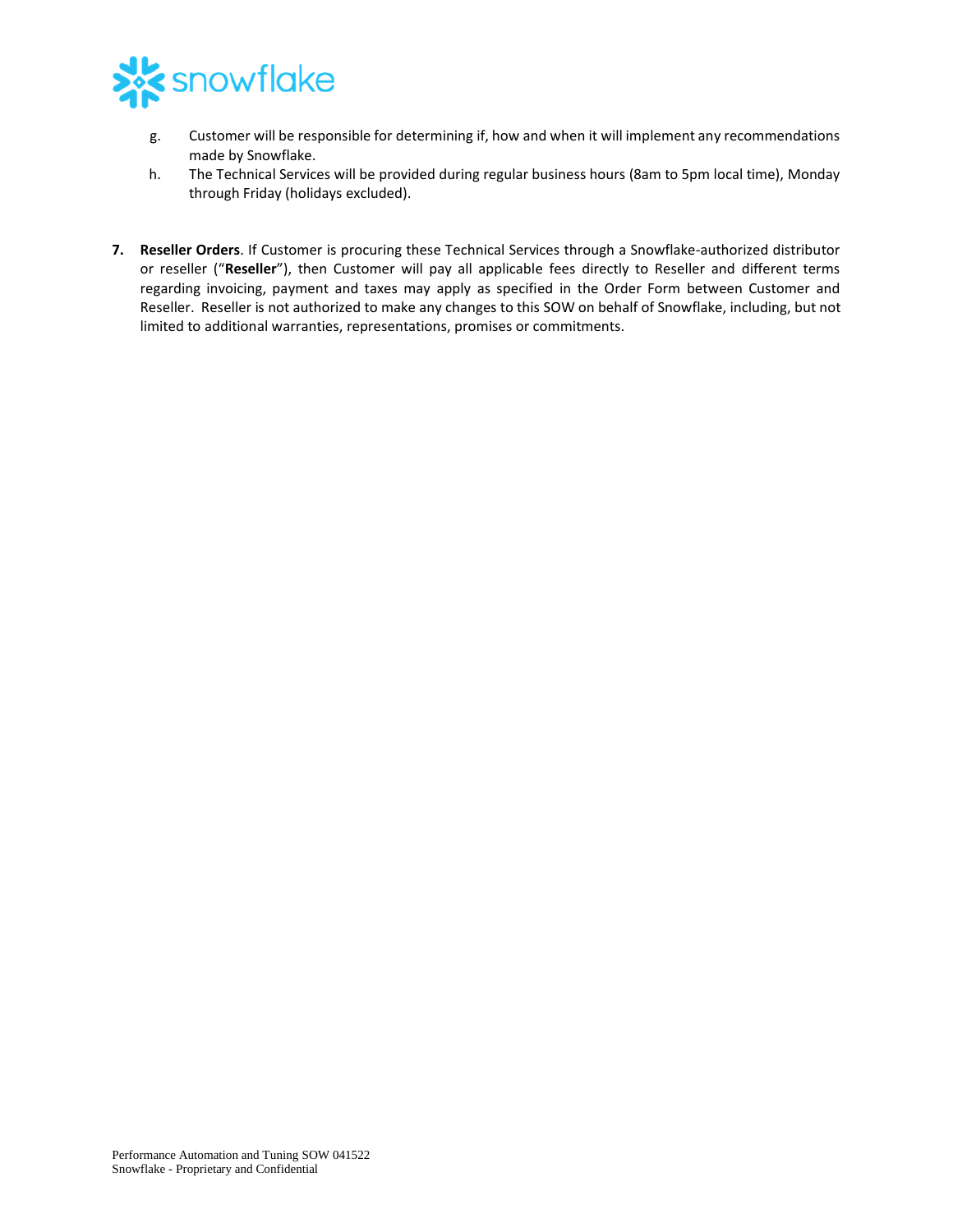g. Customer will be responsible for determining if, how and when it will implement any recommendations made by Snowflake.

h. The Technical Services will be provided during regular business hours (8am to 5pm local time), Monday through Friday (holidays excluded).

7. **Reseller Orders**. If Customer is procuring these Technical Services through a Snowflake-authorized distributor or reseller ("**Reseller**"), then Customer will pay all applicable fees directly to Reseller and different terms regarding invoicing, payment and taxes may apply as specified in the Order Form between Customer and Reseller. Reseller is not authorized to make any changes to this SOW on behalf of Snowflake, including, but not limited to additional warranties, representations, promises or commitments.